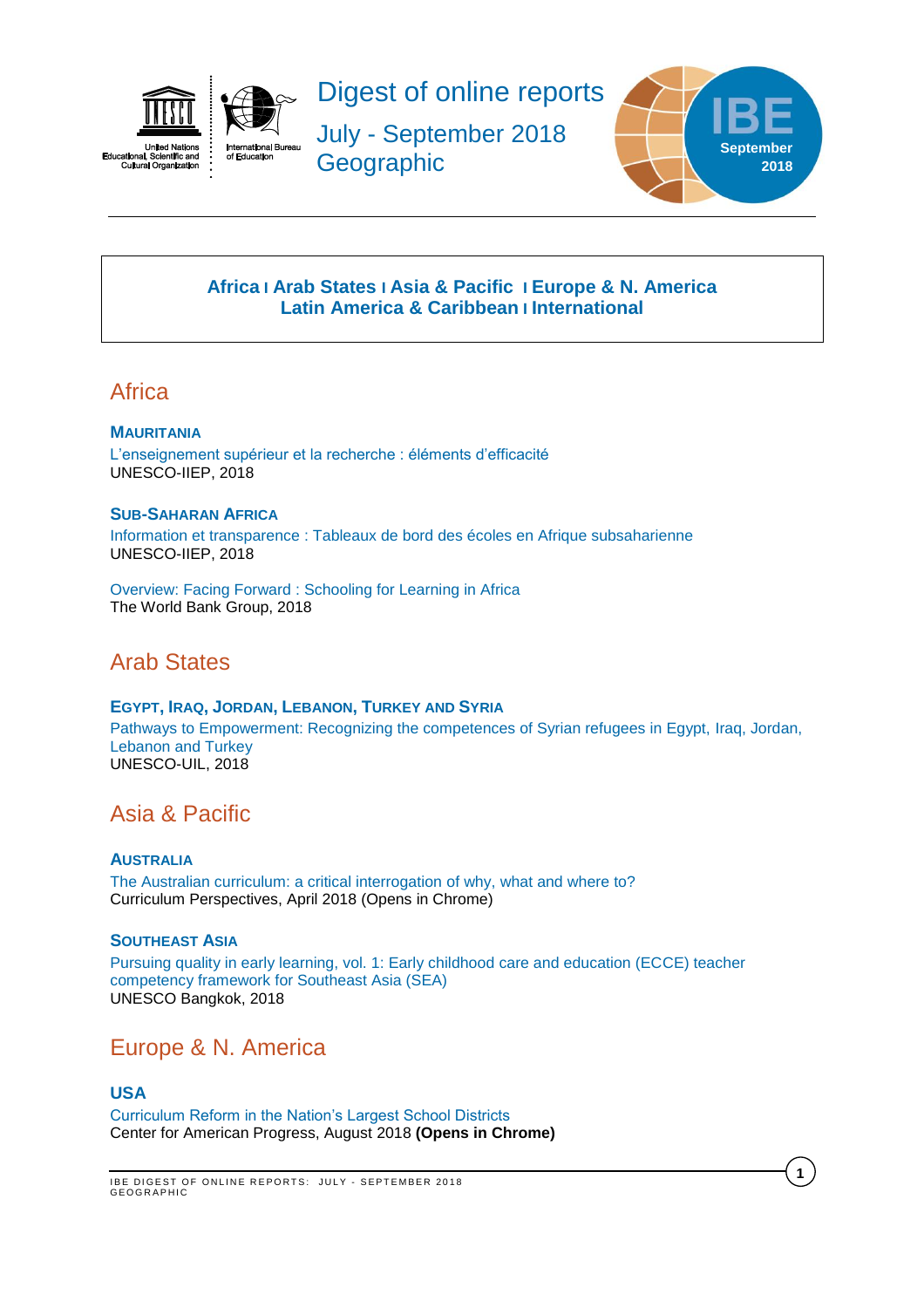# Digest of online reports

## July - September 2018
## Geographic

**Africa** | **Arab States** | **Asia & Pacific** | **Europe & N. America**
**Latin America & Caribbean** | **International**

## Africa

### Mauritania

L'enseignement supérieur et la recherche : éléments d'efficacité
UNESCO-IIEP, 2018

### Sub-Saharan Africa

Information et transparence : Tableaux de bord des écoles en Afrique subsaharienne
UNESCO-IIEP, 2018

Overview: Facing Forward : Schooling for Learning in Africa
The World Bank Group, 2018

## Arab States

### Egypt, Iraq, Jordan, Lebanon, Turkey and Syria

Pathways to Empowerment: Recognizing the competences of Syrian refugees in Egypt, Iraq, Jordan, Lebanon and Turkey
UNESCO-UIL, 2018

## Asia & Pacific

### Australia

The Australian curriculum: a critical interrogation of why, what and where to?
Curriculum Perspectives, April 2018 (Opens in Chrome)

### Southeast Asia

Pursuing quality in early learning, vol. 1: Early childhood care and education (ECCE) teacher competency framework for Southeast Asia (SEA)
UNESCO Bangkok, 2018

## Europe & N. America

### USA

Curriculum Reform in the Nation's Largest School Districts
Center for American Progress, August 2018 **(Opens in Chrome)**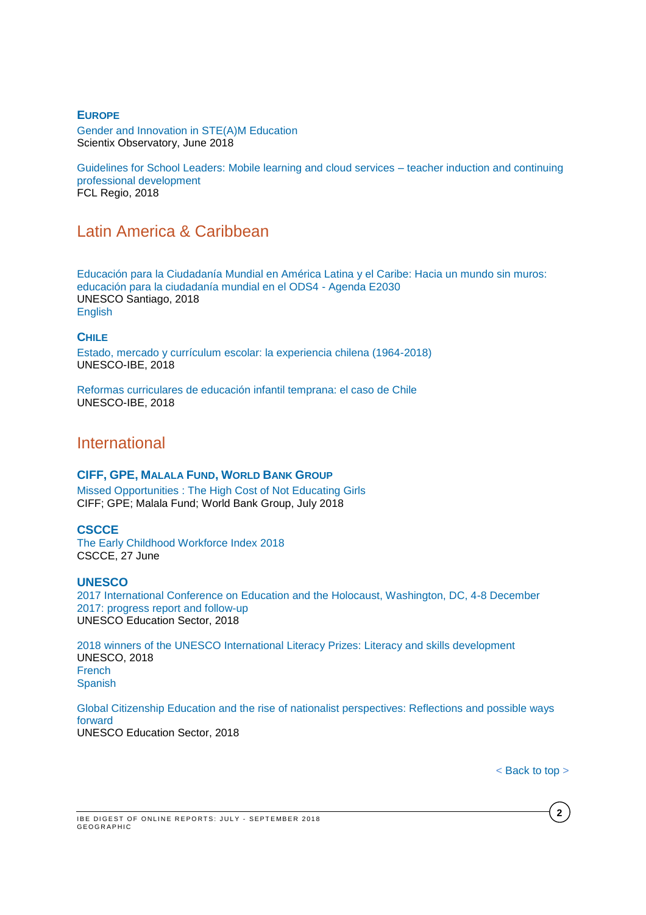### Europe

Gender and Innovation in STE(A)M Education
Scientix Observatory, June 2018

Guidelines for School Leaders: Mobile learning and cloud services – teacher induction and continuing professional development
FCL Regio, 2018

## Latin America & Caribbean

Educación para la Ciudadanía Mundial en América Latina y el Caribe: Hacia un mundo sin muros: educación para la ciudadanía mundial en el ODS4 - Agenda E2030
UNESCO Santiago, 2018
English

### Chile

Estado, mercado y currículum escolar: la experiencia chilena (1964-2018)
UNESCO-IBE, 2018

Reformas curriculares de educación infantil temprana: el caso de Chile
UNESCO-IBE, 2018

## International

### CIFF, GPE, Malala Fund, World Bank Group

Missed Opportunities : The High Cost of Not Educating Girls
CIFF; GPE; Malala Fund; World Bank Group, July 2018

### CSCCE

The Early Childhood Workforce Index 2018
CSCCE, 27 June

### UNESCO

2017 International Conference on Education and the Holocaust, Washington, DC, 4-8 December 2017: progress report and follow-up
UNESCO Education Sector, 2018

2018 winners of the UNESCO International Literacy Prizes: Literacy and skills development
UNESCO, 2018
French
Spanish

Global Citizenship Education and the rise of nationalist perspectives: Reflections and possible ways forward
UNESCO Education Sector, 2018

< Back to top >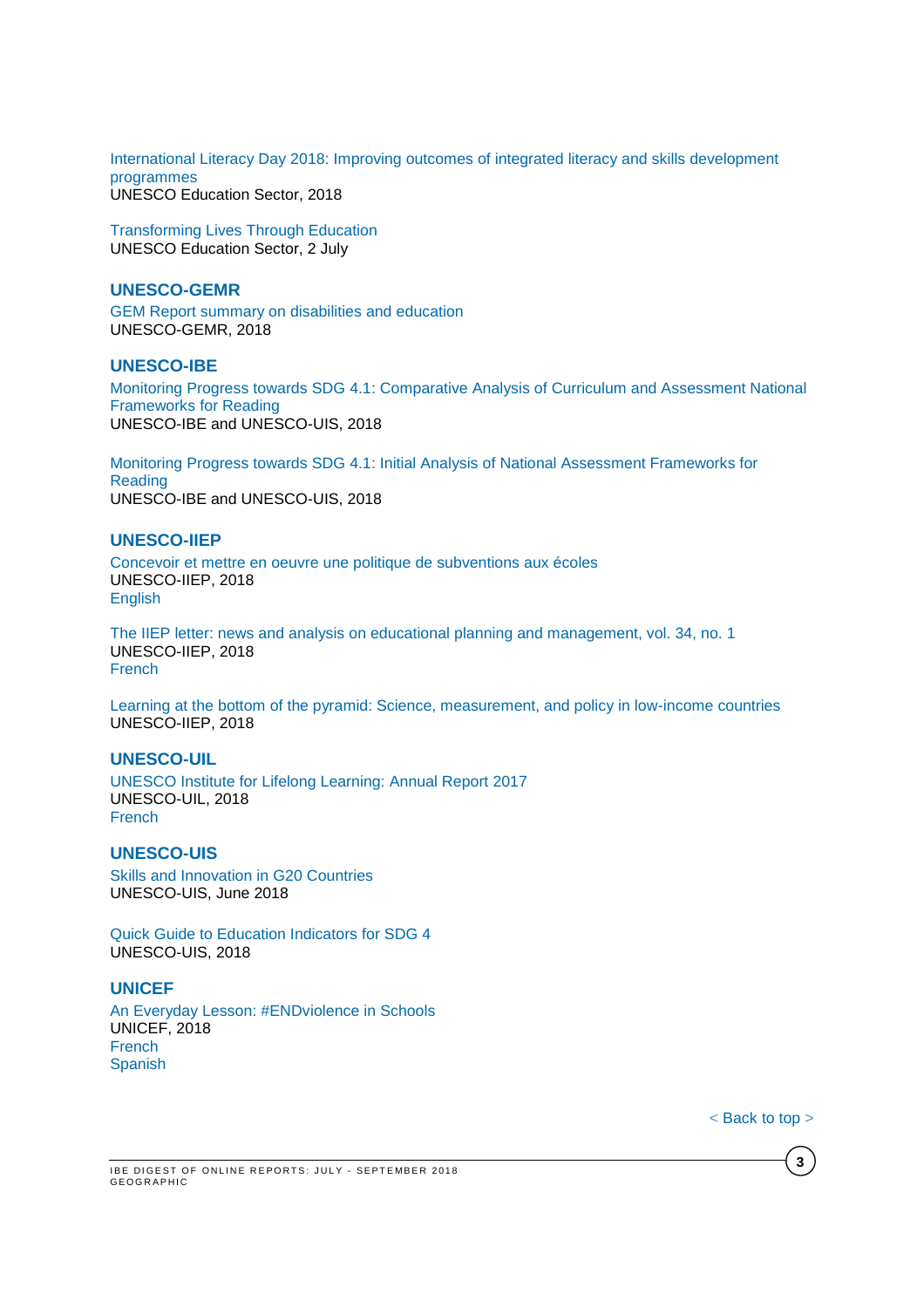International Literacy Day 2018: Improving outcomes of integrated literacy and skills development programmes
UNESCO Education Sector, 2018

Transforming Lives Through Education
UNESCO Education Sector, 2 July

### UNESCO-GEMR

GEM Report summary on disabilities and education
UNESCO-GEMR, 2018

### UNESCO-IBE

Monitoring Progress towards SDG 4.1: Comparative Analysis of Curriculum and Assessment National Frameworks for Reading
UNESCO-IBE and UNESCO-UIS, 2018

Monitoring Progress towards SDG 4.1: Initial Analysis of National Assessment Frameworks for Reading
UNESCO-IBE and UNESCO-UIS, 2018

### UNESCO-IIEP

Concevoir et mettre en oeuvre une politique de subventions aux écoles
UNESCO-IIEP, 2018
English

The IIEP letter: news and analysis on educational planning and management, vol. 34, no. 1
UNESCO-IIEP, 2018
French

Learning at the bottom of the pyramid: Science, measurement, and policy in low-income countries
UNESCO-IIEP, 2018

### UNESCO-UIL

UNESCO Institute for Lifelong Learning: Annual Report 2017
UNESCO-UIL, 2018
French

### UNESCO-UIS

Skills and Innovation in G20 Countries
UNESCO-UIS, June 2018

Quick Guide to Education Indicators for SDG 4
UNESCO-UIS, 2018

### UNICEF

An Everyday Lesson: #ENDviolence in Schools
UNICEF, 2018
French
Spanish

< Back to top >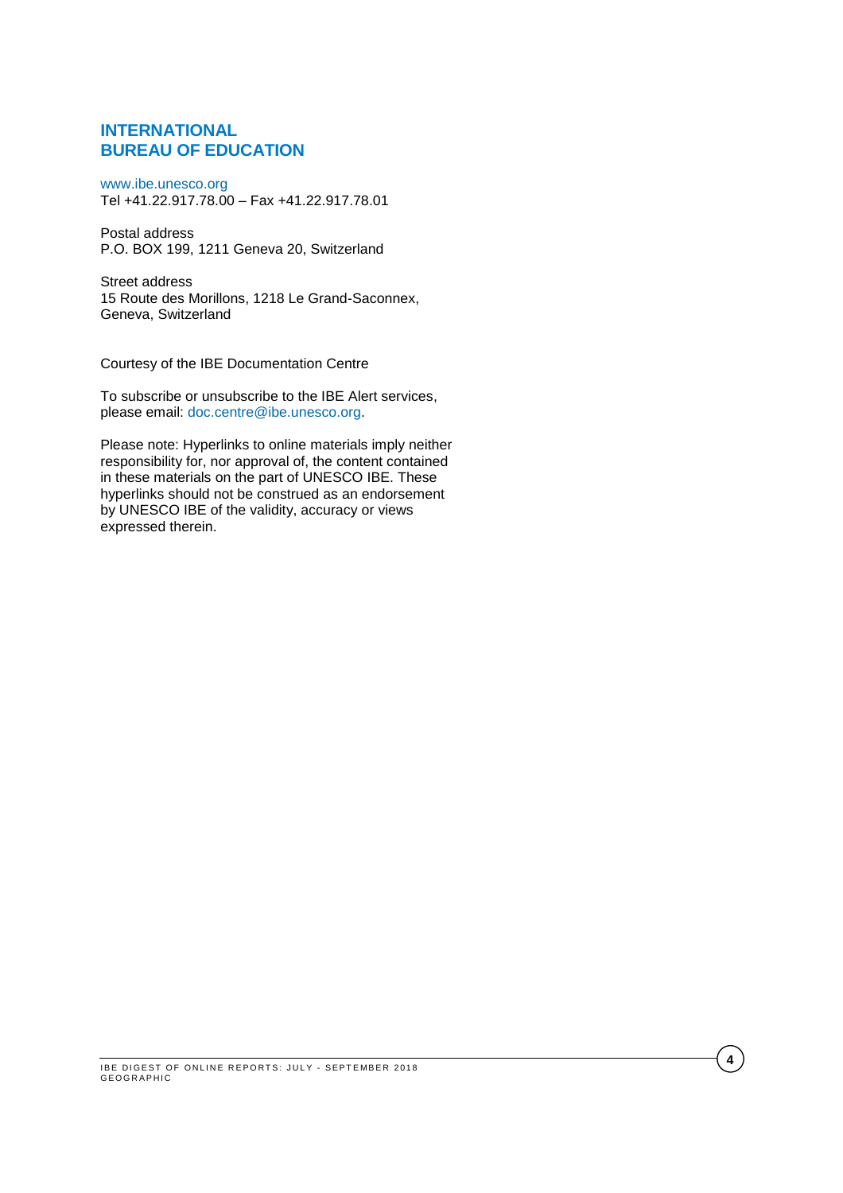# INTERNATIONAL BUREAU OF EDUCATION

www.ibe.unesco.org
Tel +41.22.917.78.00 – Fax +41.22.917.78.01

Postal address
P.O. BOX 199, 1211 Geneva 20, Switzerland

Street address
15 Route des Morillons, 1218 Le Grand-Saconnex,
Geneva, Switzerland

Courtesy of the IBE Documentation Centre

To subscribe or unsubscribe to the IBE Alert services, please email: doc.centre@ibe.unesco.org.

Please note: Hyperlinks to online materials imply neither responsibility for, nor approval of, the content contained in these materials on the part of UNESCO IBE. These hyperlinks should not be construed as an endorsement by UNESCO IBE of the validity, accuracy or views expressed therein.